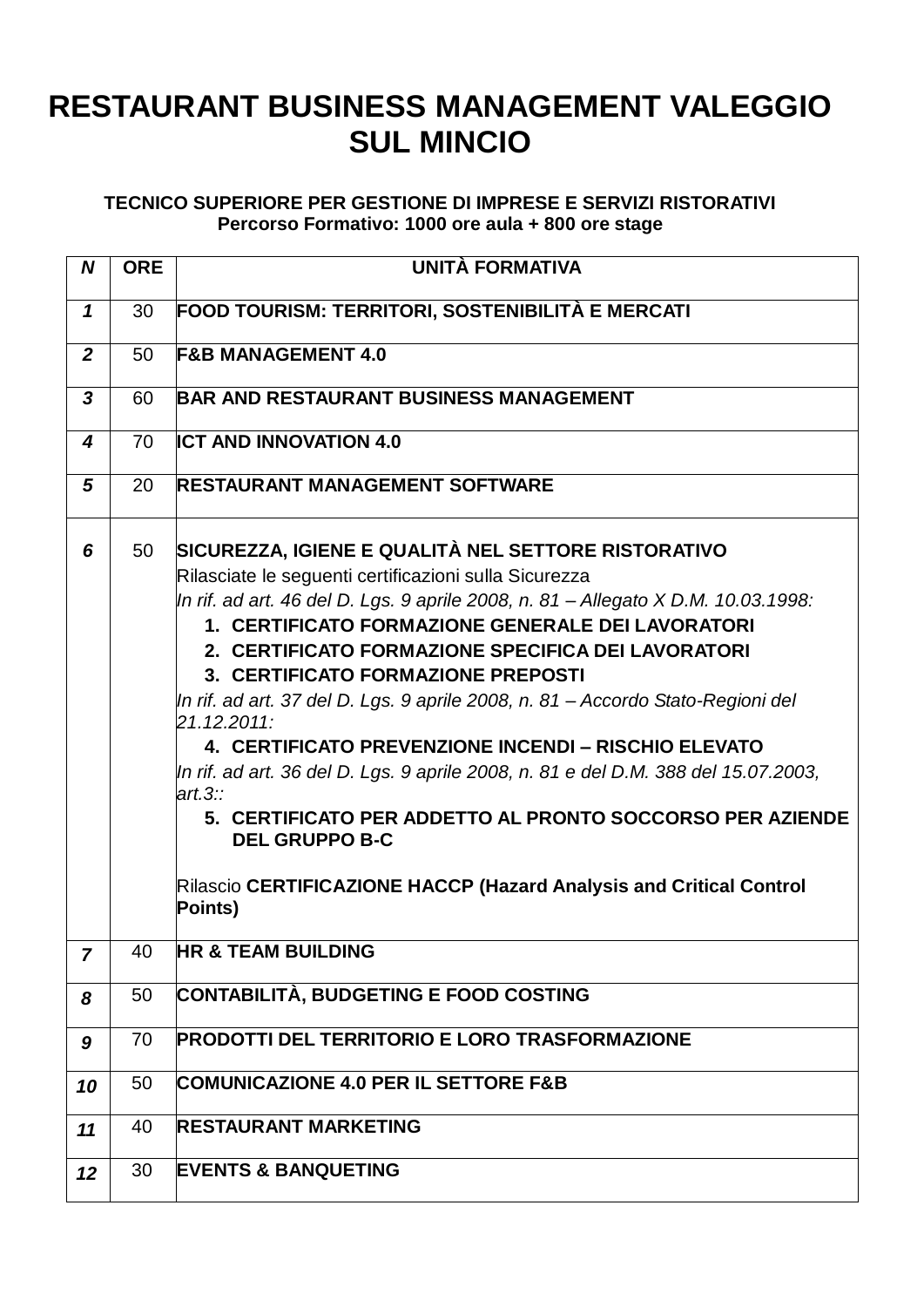# RESTAURANT BUSINESS MANAGEMENT VALEGGIO SUL MINCIO

**TECNICO SUPERIORE PER GESTIONE DI IMPRESE E SERVIZI RISTORATIVI**
**Percorso Formativo: 1000 ore aula + 800 ore stage**

| N | ORE | UNITÀ FORMATIVA |
|---|---|---|
| *1* | 30 | **FOOD TOURISM: TERRITORI, SOSTENIBILITÀ E MERCATI** |
| *2* | 50 | **F&B MANAGEMENT 4.0** |
| *3* | 60 | **BAR AND RESTAURANT BUSINESS MANAGEMENT** |
| *4* | 70 | **ICT AND INNOVATION 4.0** |
| *5* | 20 | **RESTAURANT MANAGEMENT SOFTWARE** |
| *6* | 50 | **SICUREZZA, IGIENE E QUALITÀ NEL SETTORE RISTORATIVO**<br>Rilasciate le seguenti certificazioni sulla Sicurezza<br>*In rif. ad art. 46 del D. Lgs. 9 aprile 2008, n. 81 – Allegato X D.M. 10.03.1998:*<br>1. **CERTIFICATO FORMAZIONE GENERALE DEI LAVORATORI**<br>2. **CERTIFICATO FORMAZIONE SPECIFICA DEI LAVORATORI**<br>3. **CERTIFICATO FORMAZIONE PREPOSTI**<br>*In rif. ad art. 37 del D. Lgs. 9 aprile 2008, n. 81 – Accordo Stato-Regioni del 21.12.2011:*<br>4. **CERTIFICATO PREVENZIONE INCENDI – RISCHIO ELEVATO**<br>*In rif. ad art. 36 del D. Lgs. 9 aprile 2008, n. 81 e del D.M. 388 del 15.07.2003, art.3::*<br>5. **CERTIFICATO PER ADDETTO AL PRONTO SOCCORSO PER AZIENDE DEL GRUPPO B-C**<br><br>Rilascio **CERTIFICAZIONE HACCP (Hazard Analysis and Critical Control Points)** |
| *7* | 40 | **HR & TEAM BUILDING** |
| *8* | 50 | **CONTABILITÀ, BUDGETING E FOOD COSTING** |
| *9* | 70 | **PRODOTTI DEL TERRITORIO E LORO TRASFORMAZIONE** |
| *10* | 50 | **COMUNICAZIONE 4.0 PER IL SETTORE F&B** |
| *11* | 40 | **RESTAURANT MARKETING** |
| *12* | 30 | **EVENTS & BANQUETING** |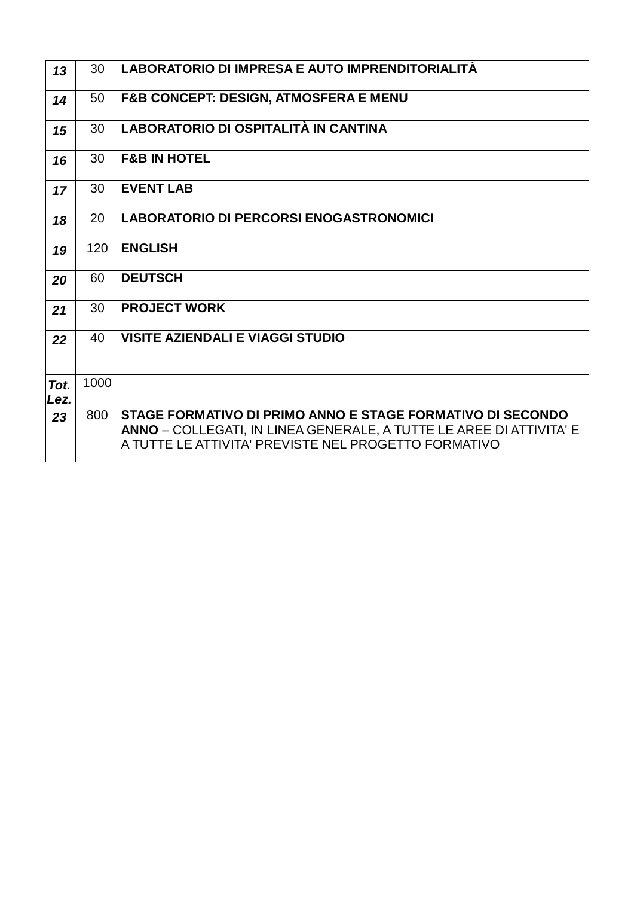| | | |
|---|---|---|
| ***13*** | 30 | **LABORATORIO DI IMPRESA E AUTO IMPRENDITORIALITÀ** |
| ***14*** | 50 | **F&B CONCEPT: DESIGN, ATMOSFERA E MENU** |
| ***15*** | 30 | **LABORATORIO DI OSPITALITÀ IN CANTINA** |
| ***16*** | 30 | **F&B IN HOTEL** |
| ***17*** | 30 | **EVENT LAB** |
| ***18*** | 20 | **LABORATORIO DI PERCORSI ENOGASTRONOMICI** |
| ***19*** | 120 | **ENGLISH** |
| ***20*** | 60 | **DEUTSCH** |
| ***21*** | 30 | **PROJECT WORK** |
| ***22*** | 40 | **VISITE AZIENDALI E VIAGGI STUDIO** |
| ***Tot. Lez.*** | 1000 | |
| ***23*** | 800 | **STAGE FORMATIVO DI PRIMO ANNO E STAGE FORMATIVO DI SECONDO ANNO** – COLLEGATI, IN LINEA GENERALE, A TUTTE LE AREE DI ATTIVITA' E A TUTTE LE ATTIVITA' PREVISTE NEL PROGETTO FORMATIVO |